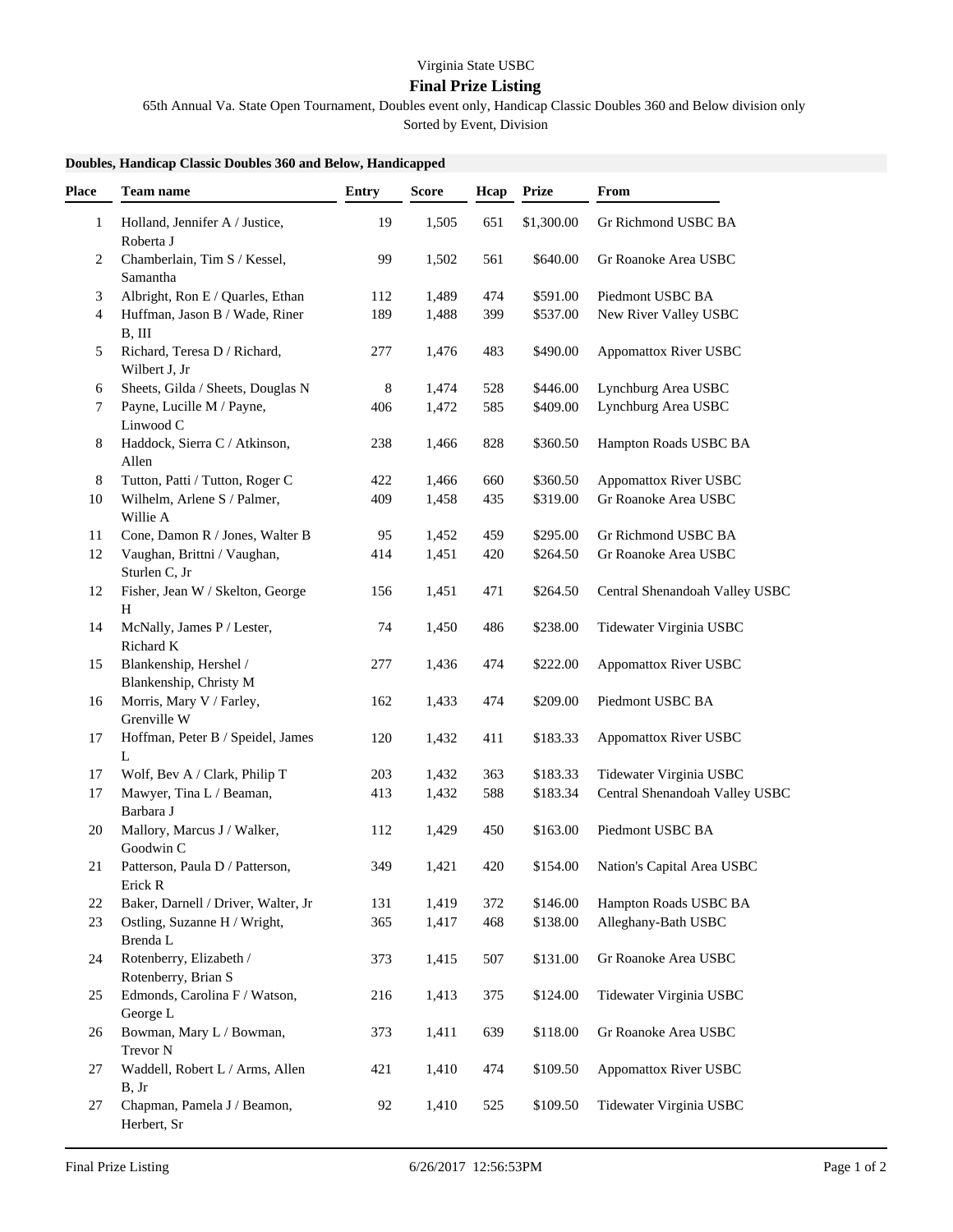Virginia State USBC

## Final Prize Listing

65th Annual Va. State Open Tournament, Doubles event only, Handicap Classic Doubles 360 and Below division only

Sorted by Event, Division

**Doubles, Handicap Classic Doubles 360 and Below, Handicapped**

| Place | Team name | Entry | Score | Hcap | Prize | From |
|---|---|---|---|---|---|---|
| 1 | Holland, Jennifer A / Justice, Roberta J | 19 | 1,505 | 651 | $1,300.00 | Gr Richmond USBC BA |
| 2 | Chamberlain, Tim S / Kessel, Samantha | 99 | 1,502 | 561 | $640.00 | Gr Roanoke Area USBC |
| 3 | Albright, Ron E / Quarles, Ethan | 112 | 1,489 | 474 | $591.00 | Piedmont USBC BA |
| 4 | Huffman, Jason B / Wade, Riner B, III | 189 | 1,488 | 399 | $537.00 | New River Valley USBC |
| 5 | Richard, Teresa D / Richard, Wilbert J, Jr | 277 | 1,476 | 483 | $490.00 | Appomattox River USBC |
| 6 | Sheets, Gilda / Sheets, Douglas N | 8 | 1,474 | 528 | $446.00 | Lynchburg Area USBC |
| 7 | Payne, Lucille M / Payne, Linwood C | 406 | 1,472 | 585 | $409.00 | Lynchburg Area USBC |
| 8 | Haddock, Sierra C / Atkinson, Allen | 238 | 1,466 | 828 | $360.50 | Hampton Roads USBC BA |
| 8 | Tutton, Patti / Tutton, Roger C | 422 | 1,466 | 660 | $360.50 | Appomattox River USBC |
| 10 | Wilhelm, Arlene S / Palmer, Willie A | 409 | 1,458 | 435 | $319.00 | Gr Roanoke Area USBC |
| 11 | Cone, Damon R / Jones, Walter B | 95 | 1,452 | 459 | $295.00 | Gr Richmond USBC BA |
| 12 | Vaughan, Brittni / Vaughan, Sturlen C, Jr | 414 | 1,451 | 420 | $264.50 | Gr Roanoke Area USBC |
| 12 | Fisher, Jean W / Skelton, George H | 156 | 1,451 | 471 | $264.50 | Central Shenandoah Valley USBC |
| 14 | McNally, James P / Lester, Richard K | 74 | 1,450 | 486 | $238.00 | Tidewater Virginia USBC |
| 15 | Blankenship, Hershel / Blankenship, Christy M | 277 | 1,436 | 474 | $222.00 | Appomattox River USBC |
| 16 | Morris, Mary V / Farley, Grenville W | 162 | 1,433 | 474 | $209.00 | Piedmont USBC BA |
| 17 | Hoffman, Peter B / Speidel, James L | 120 | 1,432 | 411 | $183.33 | Appomattox River USBC |
| 17 | Wolf, Bev A / Clark, Philip T | 203 | 1,432 | 363 | $183.33 | Tidewater Virginia USBC |
| 17 | Mawyer, Tina L / Beaman, Barbara J | 413 | 1,432 | 588 | $183.34 | Central Shenandoah Valley USBC |
| 20 | Mallory, Marcus J / Walker, Goodwin C | 112 | 1,429 | 450 | $163.00 | Piedmont USBC BA |
| 21 | Patterson, Paula D / Patterson, Erick R | 349 | 1,421 | 420 | $154.00 | Nation's Capital Area USBC |
| 22 | Baker, Darnell / Driver, Walter, Jr | 131 | 1,419 | 372 | $146.00 | Hampton Roads USBC BA |
| 23 | Ostling, Suzanne H / Wright, Brenda L | 365 | 1,417 | 468 | $138.00 | Alleghany-Bath USBC |
| 24 | Rotenberry, Elizabeth / Rotenberry, Brian S | 373 | 1,415 | 507 | $131.00 | Gr Roanoke Area USBC |
| 25 | Edmonds, Carolina F / Watson, George L | 216 | 1,413 | 375 | $124.00 | Tidewater Virginia USBC |
| 26 | Bowman, Mary L / Bowman, Trevor N | 373 | 1,411 | 639 | $118.00 | Gr Roanoke Area USBC |
| 27 | Waddell, Robert L / Arms, Allen B, Jr | 421 | 1,410 | 474 | $109.50 | Appomattox River USBC |
| 27 | Chapman, Pamela J / Beamon, Herbert, Sr | 92 | 1,410 | 525 | $109.50 | Tidewater Virginia USBC |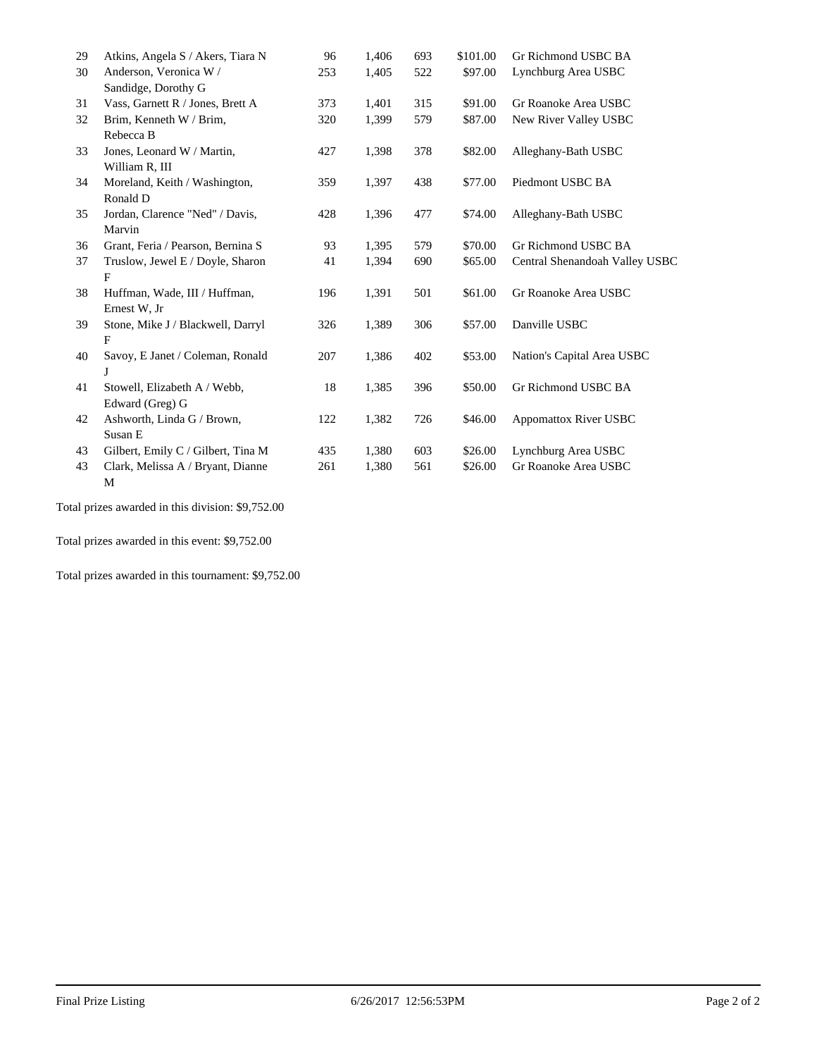| | | | | | | |
|---|---|---|---|---|---|---|
| 29 | Atkins, Angela S / Akers, Tiara N | 96 | 1,406 | 693 | $101.00 | Gr Richmond USBC BA |
| 30 | Anderson, Veronica W / Sandidge, Dorothy G | 253 | 1,405 | 522 | $97.00 | Lynchburg Area USBC |
| 31 | Vass, Garnett R / Jones, Brett A | 373 | 1,401 | 315 | $91.00 | Gr Roanoke Area USBC |
| 32 | Brim, Kenneth W / Brim, Rebecca B | 320 | 1,399 | 579 | $87.00 | New River Valley USBC |
| 33 | Jones, Leonard W / Martin, William R, III | 427 | 1,398 | 378 | $82.00 | Alleghany-Bath USBC |
| 34 | Moreland, Keith / Washington, Ronald D | 359 | 1,397 | 438 | $77.00 | Piedmont USBC BA |
| 35 | Jordan, Clarence "Ned" / Davis, Marvin | 428 | 1,396 | 477 | $74.00 | Alleghany-Bath USBC |
| 36 | Grant, Feria / Pearson, Bernina S | 93 | 1,395 | 579 | $70.00 | Gr Richmond USBC BA |
| 37 | Truslow, Jewel E / Doyle, Sharon F | 41 | 1,394 | 690 | $65.00 | Central Shenandoah Valley USBC |
| 38 | Huffman, Wade, III / Huffman, Ernest W, Jr | 196 | 1,391 | 501 | $61.00 | Gr Roanoke Area USBC |
| 39 | Stone, Mike J / Blackwell, Darryl F | 326 | 1,389 | 306 | $57.00 | Danville USBC |
| 40 | Savoy, E Janet / Coleman, Ronald J | 207 | 1,386 | 402 | $53.00 | Nation's Capital Area USBC |
| 41 | Stowell, Elizabeth A / Webb, Edward (Greg) G | 18 | 1,385 | 396 | $50.00 | Gr Richmond USBC BA |
| 42 | Ashworth, Linda G / Brown, Susan E | 122 | 1,382 | 726 | $46.00 | Appomattox River USBC |
| 43 | Gilbert, Emily C / Gilbert, Tina M | 435 | 1,380 | 603 | $26.00 | Lynchburg Area USBC |
| 43 | Clark, Melissa A / Bryant, Dianne M | 261 | 1,380 | 561 | $26.00 | Gr Roanoke Area USBC |

Total prizes awarded in this division: $9,752.00

Total prizes awarded in this event: $9,752.00

Total prizes awarded in this tournament: $9,752.00

Final Prize Listing 6/26/2017 12:56:53PM